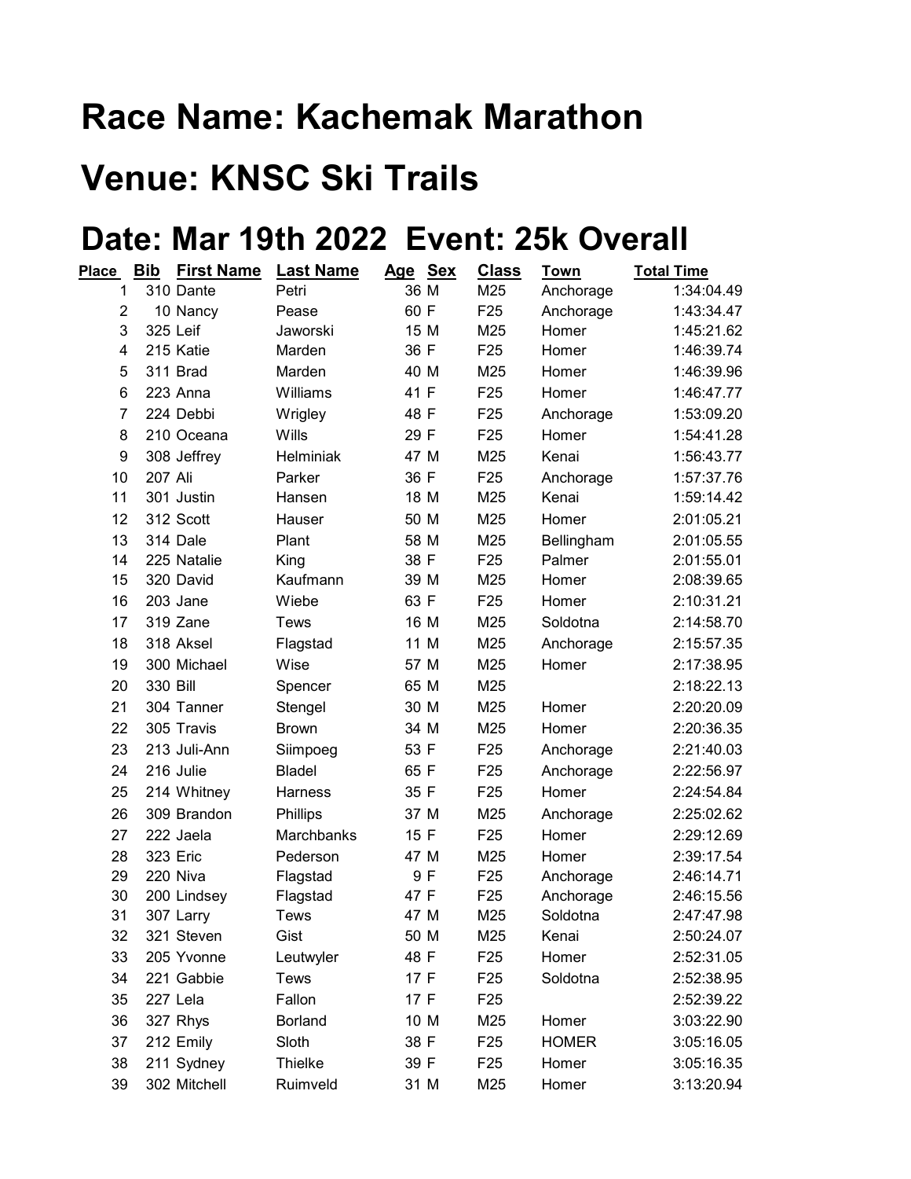# Race Name: Kachemak Marathon

# Venue: KNSC Ski Trails

# Date: Mar 19th 2022 Event: 25k Overall

| Place | Bib | First Name | Last Name | Age | Sex | Class | Town | Total Time |
|---|---|---|---|---|---|---|---|---|
| 1 | 310 | Dante | Petri | 36 | M | M25 | Anchorage | 1:34:04.49 |
| 2 | 10 | Nancy | Pease | 60 | F | F25 | Anchorage | 1:43:34.47 |
| 3 | 325 | Leif | Jaworski | 15 | M | M25 | Homer | 1:45:21.62 |
| 4 | 215 | Katie | Marden | 36 | F | F25 | Homer | 1:46:39.74 |
| 5 | 311 | Brad | Marden | 40 | M | M25 | Homer | 1:46:39.96 |
| 6 | 223 | Anna | Williams | 41 | F | F25 | Homer | 1:46:47.77 |
| 7 | 224 | Debbi | Wrigley | 48 | F | F25 | Anchorage | 1:53:09.20 |
| 8 | 210 | Oceana | Wills | 29 | F | F25 | Homer | 1:54:41.28 |
| 9 | 308 | Jeffrey | Helminiak | 47 | M | M25 | Kenai | 1:56:43.77 |
| 10 | 207 | Ali | Parker | 36 | F | F25 | Anchorage | 1:57:37.76 |
| 11 | 301 | Justin | Hansen | 18 | M | M25 | Kenai | 1:59:14.42 |
| 12 | 312 | Scott | Hauser | 50 | M | M25 | Homer | 2:01:05.21 |
| 13 | 314 | Dale | Plant | 58 | M | M25 | Bellingham | 2:01:05.55 |
| 14 | 225 | Natalie | King | 38 | F | F25 | Palmer | 2:01:55.01 |
| 15 | 320 | David | Kaufmann | 39 | M | M25 | Homer | 2:08:39.65 |
| 16 | 203 | Jane | Wiebe | 63 | F | F25 | Homer | 2:10:31.21 |
| 17 | 319 | Zane | Tews | 16 | M | M25 | Soldotna | 2:14:58.70 |
| 18 | 318 | Aksel | Flagstad | 11 | M | M25 | Anchorage | 2:15:57.35 |
| 19 | 300 | Michael | Wise | 57 | M | M25 | Homer | 2:17:38.95 |
| 20 | 330 | Bill | Spencer | 65 | M | M25 | | 2:18:22.13 |
| 21 | 304 | Tanner | Stengel | 30 | M | M25 | Homer | 2:20:20.09 |
| 22 | 305 | Travis | Brown | 34 | M | M25 | Homer | 2:20:36.35 |
| 23 | 213 | Juli-Ann | Siimpoeg | 53 | F | F25 | Anchorage | 2:21:40.03 |
| 24 | 216 | Julie | Bladel | 65 | F | F25 | Anchorage | 2:22:56.97 |
| 25 | 214 | Whitney | Harness | 35 | F | F25 | Homer | 2:24:54.84 |
| 26 | 309 | Brandon | Phillips | 37 | M | M25 | Anchorage | 2:25:02.62 |
| 27 | 222 | Jaela | Marchbanks | 15 | F | F25 | Homer | 2:29:12.69 |
| 28 | 323 | Eric | Pederson | 47 | M | M25 | Homer | 2:39:17.54 |
| 29 | 220 | Niva | Flagstad | 9 | F | F25 | Anchorage | 2:46:14.71 |
| 30 | 200 | Lindsey | Flagstad | 47 | F | F25 | Anchorage | 2:46:15.56 |
| 31 | 307 | Larry | Tews | 47 | M | M25 | Soldotna | 2:47:47.98 |
| 32 | 321 | Steven | Gist | 50 | M | M25 | Kenai | 2:50:24.07 |
| 33 | 205 | Yvonne | Leutwyler | 48 | F | F25 | Homer | 2:52:31.05 |
| 34 | 221 | Gabbie | Tews | 17 | F | F25 | Soldotna | 2:52:38.95 |
| 35 | 227 | Lela | Fallon | 17 | F | F25 | | 2:52:39.22 |
| 36 | 327 | Rhys | Borland | 10 | M | M25 | Homer | 3:03:22.90 |
| 37 | 212 | Emily | Sloth | 38 | F | F25 | HOMER | 3:05:16.05 |
| 38 | 211 | Sydney | Thielke | 39 | F | F25 | Homer | 3:05:16.35 |
| 39 | 302 | Mitchell | Ruimveld | 31 | M | M25 | Homer | 3:13:20.94 |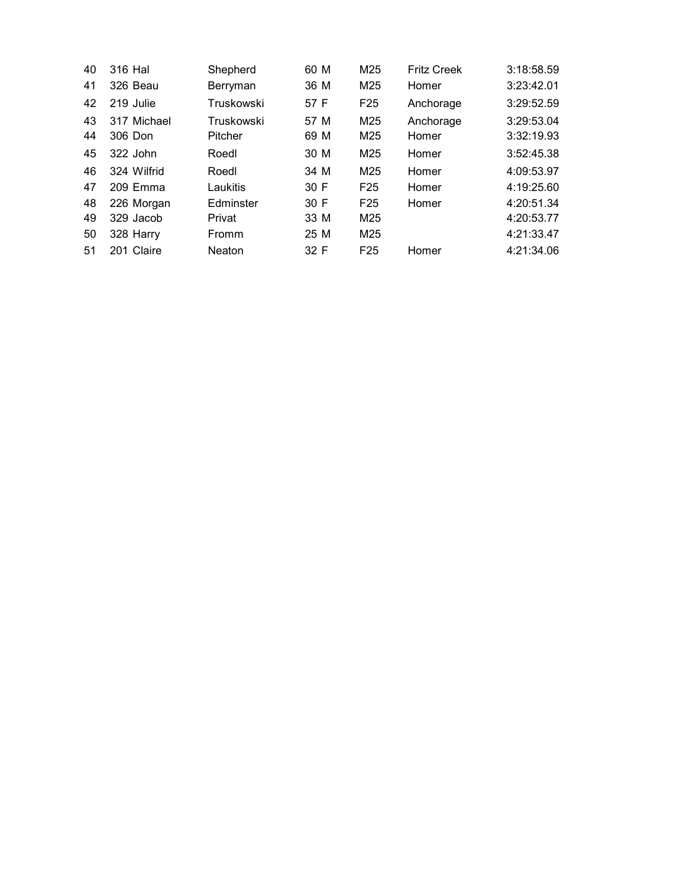| | | | | | | | | |
|---|---|---|---|---|---|---|---|---|
| 40 | 316 | Hal | Shepherd | 60 | M | M25 | Fritz Creek | 3:18:58.59 |
| 41 | 326 | Beau | Berryman | 36 | M | M25 | Homer | 3:23:42.01 |
| 42 | 219 | Julie | Truskowski | 57 | F | F25 | Anchorage | 3:29:52.59 |
| 43 | 317 | Michael | Truskowski | 57 | M | M25 | Anchorage | 3:29:53.04 |
| 44 | 306 | Don | Pitcher | 69 | M | M25 | Homer | 3:32:19.93 |
| 45 | 322 | John | Roedl | 30 | M | M25 | Homer | 3:52:45.38 |
| 46 | 324 | Wilfrid | Roedl | 34 | M | M25 | Homer | 4:09:53.97 |
| 47 | 209 | Emma | Laukitis | 30 | F | F25 | Homer | 4:19:25.60 |
| 48 | 226 | Morgan | Edminster | 30 | F | F25 | Homer | 4:20:51.34 |
| 49 | 329 | Jacob | Privat | 33 | M | M25 | | 4:20:53.77 |
| 50 | 328 | Harry | Fromm | 25 | M | M25 | | 4:21:33.47 |
| 51 | 201 | Claire | Neaton | 32 | F | F25 | Homer | 4:21:34.06 |